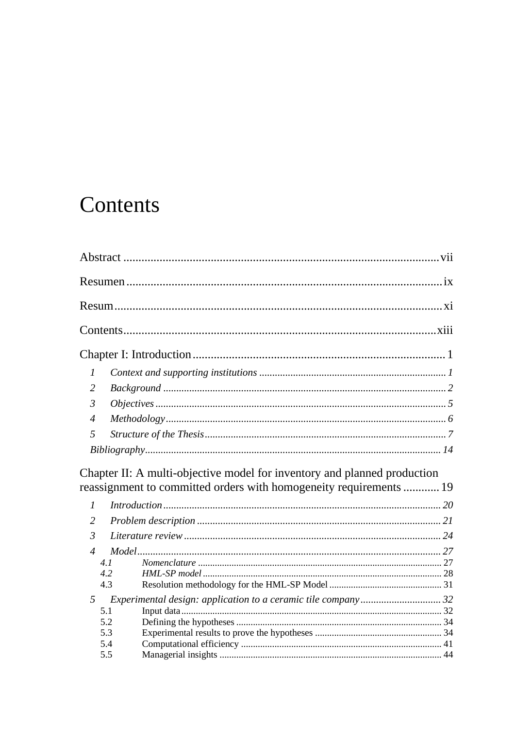# Contents

Abstract ........................................................................................................ vii

Resumen ......................................................................................................... ix

Resum ............................................................................................................. xi

Contents ........................................................................................................ xiii

Chapter I: Introduction .................................................................................... 1

- 1 *Context and supporting institutions* ........................................................................ 1
- 2 *Background* ............................................................................................................. 2
- 3 *Objectives* ................................................................................................................ 5
- 4 *Methodology* ............................................................................................................ 6
- 5 *Structure of the Thesis* ............................................................................................. 7

*Bibliography* .................................................................................................................. 14

Chapter II: A multi-objective model for inventory and planned production reassignment to committed orders with homogeneity requirements ............ 19

- 1 *Introduction* ........................................................................................................... 20
- 2 *Problem description* ............................................................................................... 21
- 3 *Literature review* ................................................................................................... 24
- 4 *Model* ..................................................................................................................... 27
  - *4.1 Nomenclature* ................................................................................................... 27
  - *4.2 HML-SP model* .................................................................................................. 28
  - 4.3 Resolution methodology for the HML-SP Model .............................................. 31
- 5 *Experimental design: application to a ceramic tile company* ............................... 32
  - 5.1 Input data .......................................................................................................... 32
  - 5.2 Defining the hypotheses .................................................................................... 34
  - 5.3 Experimental results to prove the hypotheses .................................................... 34
  - 5.4 Computational efficiency .................................................................................. 41
  - 5.5 Managerial insights ........................................................................................... 44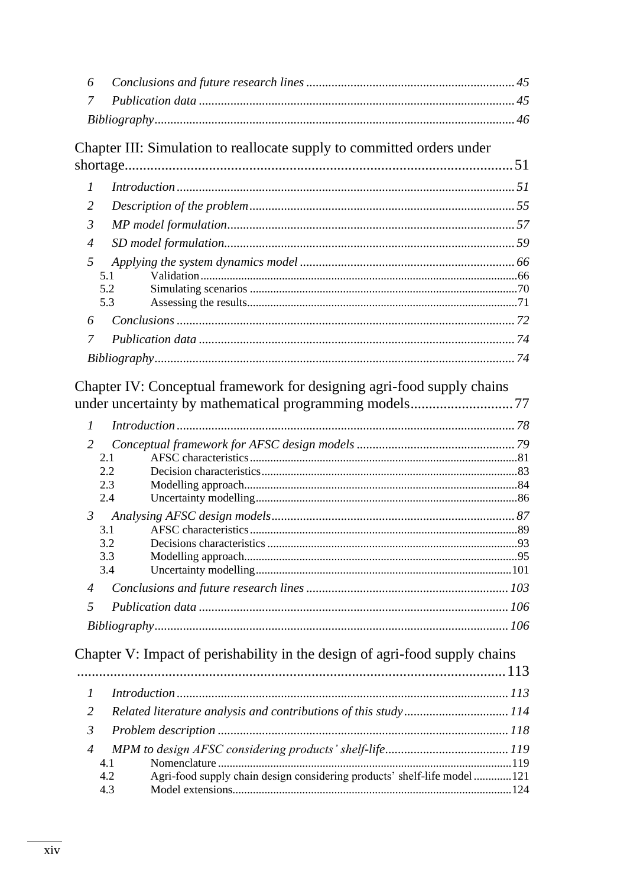6 *Conclusions and future research lines* ... *45*

7 *Publication data* ... *45*

*Bibliography* ... *46*

Chapter III: Simulation to reallocate supply to committed orders under shortage ... 51

1 *Introduction* ... *51*

2 *Description of the problem* ... *55*

3 *MP model formulation* ... *57*

4 *SD model formulation* ... *59*

5 *Applying the system dynamics model* ... *66*

- 5.1 Validation ... 66
- 5.2 Simulating scenarios ... 70
- 5.3 Assessing the results ... 71

6 *Conclusions* ... *72*

7 *Publication data* ... *74*

*Bibliography* ... *74*

Chapter IV: Conceptual framework for designing agri-food supply chains under uncertainty by mathematical programming models ... 77

1 *Introduction* ... *78*

2 *Conceptual framework for AFSC design models* ... *79*

- 2.1 AFSC characteristics ... 81
- 2.2 Decision characteristics ... 83
- 2.3 Modelling approach ... 84
- 2.4 Uncertainty modelling ... 86

3 *Analysing AFSC design models* ... *87*

- 3.1 AFSC characteristics ... 89
- 3.2 Decisions characteristics ... 93
- 3.3 Modelling approach ... 95
- 3.4 Uncertainty modelling ... 101

4 *Conclusions and future research lines* ... *103*

5 *Publication data* ... *106*

*Bibliography* ... *106*

Chapter V: Impact of perishability in the design of agri-food supply chains ... 113

1 *Introduction* ... *113*

2 *Related literature analysis and contributions of this study* ... *114*

3 *Problem description* ... *118*

4 *MPM to design AFSC considering products' shelf-life* ... *119*

- 4.1 Nomenclature ... 119
- 4.2 Agri-food supply chain design considering products' shelf-life model ... 121
- 4.3 Model extensions ... 124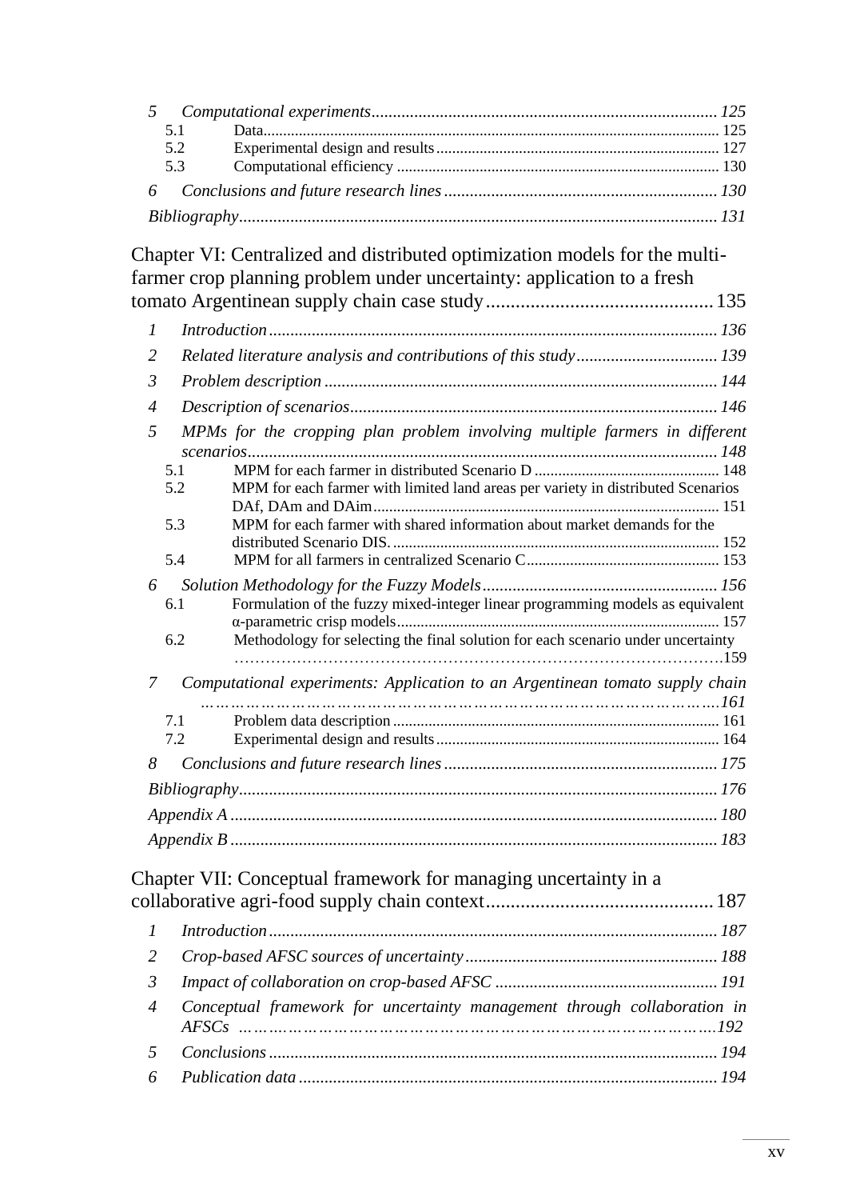5 *Computational experiments* ... 125
- 5.1 Data ... 125
- 5.2 Experimental design and results ... 127
- 5.3 Computational efficiency ... 130

6 *Conclusions and future research lines* ... 130

*Bibliography* ... 131

## Chapter VI: Centralized and distributed optimization models for the multi-farmer crop planning problem under uncertainty: application to a fresh tomato Argentinean supply chain case study ... 135

1 *Introduction* ... 136

2 *Related literature analysis and contributions of this study* ... 139

3 *Problem description* ... 144

4 *Description of scenarios* ... 146

5 *MPMs for the cropping plan problem involving multiple farmers in different scenarios* ... 148
- 5.1 MPM for each farmer in distributed Scenario D ... 148
- 5.2 MPM for each farmer with limited land areas per variety in distributed Scenarios DAf, DAm and DAim ... 151
- 5.3 MPM for each farmer with shared information about market demands for the distributed Scenario DIS. ... 152
- 5.4 MPM for all farmers in centralized Scenario C ... 153

6 *Solution Methodology for the Fuzzy Models* ... 156
- 6.1 Formulation of the fuzzy mixed-integer linear programming models as equivalent α-parametric crisp models ... 157
- 6.2 Methodology for selecting the final solution for each scenario under uncertainty ... 159

7 *Computational experiments: Application to an Argentinean tomato supply chain* ... 161
- 7.1 Problem data description ... 161
- 7.2 Experimental design and results ... 164

8 *Conclusions and future research lines* ... 175

*Bibliography* ... 176

*Appendix A* ... 180

*Appendix B* ... 183

## Chapter VII: Conceptual framework for managing uncertainty in a collaborative agri-food supply chain context ... 187

1 *Introduction* ... 187

2 *Crop-based AFSC sources of uncertainty* ... 188

3 *Impact of collaboration on crop-based AFSC* ... 191

4 *Conceptual framework for uncertainty management through collaboration in AFSCs* ... 192

5 *Conclusions* ... 194

6 *Publication data* ... 194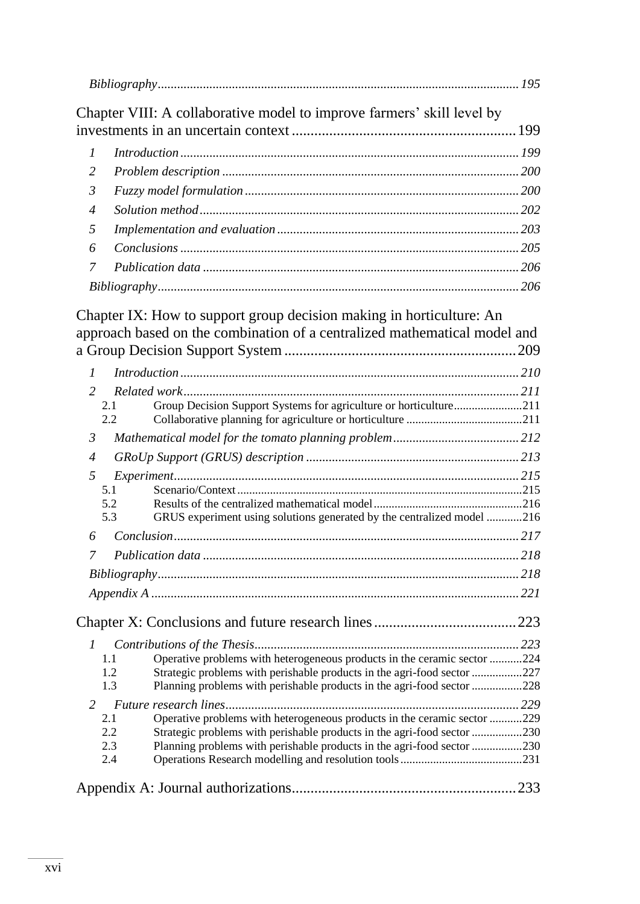*Bibliography* ... 195

Chapter VIII: A collaborative model to improve farmers' skill level by investments in an uncertain context ... 199

1 *Introduction* ... 199
2 *Problem description* ... 200
3 *Fuzzy model formulation* ... 200
4 *Solution method* ... 202
5 *Implementation and evaluation* ... 203
6 *Conclusions* ... 205
7 *Publication data* ... 206
*Bibliography* ... 206

Chapter IX: How to support group decision making in horticulture: An approach based on the combination of a centralized mathematical model and a Group Decision Support System ... 209

1 *Introduction* ... 210
2 *Related work* ... 211
- 2.1 Group Decision Support Systems for agriculture or horticulture ... 211
- 2.2 Collaborative planning for agriculture or horticulture ... 211

3 *Mathematical model for the tomato planning problem* ... 212
4 *GRoUp Support (GRUS) description* ... 213
5 *Experiment* ... 215
- 5.1 Scenario/Context ... 215
- 5.2 Results of the centralized mathematical model ... 216
- 5.3 GRUS experiment using solutions generated by the centralized model ... 216

6 *Conclusion* ... 217
7 *Publication data* ... 218
*Bibliography* ... 218
*Appendix A* ... 221

Chapter X: Conclusions and future research lines ... 223

1 *Contributions of the Thesis* ... 223
- 1.1 Operative problems with heterogeneous products in the ceramic sector ... 224
- 1.2 Strategic problems with perishable products in the agri-food sector ... 227
- 1.3 Planning problems with perishable products in the agri-food sector ... 228

2 *Future research lines* ... 229
- 2.1 Operative problems with heterogeneous products in the ceramic sector ... 229
- 2.2 Strategic problems with perishable products in the agri-food sector ... 230
- 2.3 Planning problems with perishable products in the agri-food sector ... 230
- 2.4 Operations Research modelling and resolution tools ... 231

Appendix A: Journal authorizations ... 233